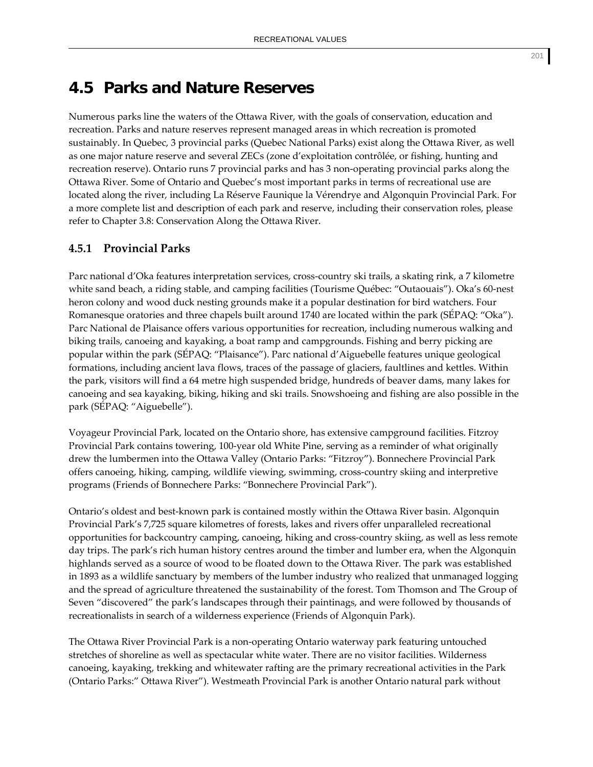# 4.5 Parks and Nature Reserves

Numerous parks line the waters of the Ottawa River, with the goals of conservation, education and recreation. Parks and nature reserves represent managed areas in which recreation is promoted sustainably. In Quebec, 3 provincial parks (Quebec National Parks) exist along the Ottawa River, as well as one major nature reserve and several ZECs (zone d'exploitation contrôlée, or fishing, hunting and recreation reserve). Ontario runs 7 provincial parks and has 3 non-operating provincial parks along the Ottawa River. Some of Ontario and Quebec's most important parks in terms of recreational use are located along the river, including La Réserve Faunique la Vérendrye and Algonquin Provincial Park. For a more complete list and description of each park and reserve, including their conservation roles, please refer to Chapter 3.8: Conservation Along the Ottawa River.

## 4.5.1 Provincial Parks

Parc national d'Oka features interpretation services, cross-country ski trails, a skating rink, a 7 kilometre white sand beach, a riding stable, and camping facilities (Tourisme Québec: "Outaouais"). Oka's 60-nest heron colony and wood duck nesting grounds make it a popular destination for bird watchers. Four Romanesque oratories and three chapels built around 1740 are located within the park (SÉPAQ: "Oka"). Parc National de Plaisance offers various opportunities for recreation, including numerous walking and biking trails, canoeing and kayaking, a boat ramp and campgrounds. Fishing and berry picking are popular within the park (SÉPAQ: "Plaisance"). Parc national d'Aiguebelle features unique geological formations, including ancient lava flows, traces of the passage of glaciers, faultlines and kettles. Within the park, visitors will find a 64 metre high suspended bridge, hundreds of beaver dams, many lakes for canoeing and sea kayaking, biking, hiking and ski trails. Snowshoeing and fishing are also possible in the park (SÉPAQ: "Aiguebelle").

Voyageur Provincial Park, located on the Ontario shore, has extensive campground facilities. Fitzroy Provincial Park contains towering, 100-year old White Pine, serving as a reminder of what originally drew the lumbermen into the Ottawa Valley (Ontario Parks: "Fitzroy"). Bonnechere Provincial Park offers canoeing, hiking, camping, wildlife viewing, swimming, cross-country skiing and interpretive programs (Friends of Bonnechere Parks: "Bonnechere Provincial Park").

Ontario's oldest and best-known park is contained mostly within the Ottawa River basin. Algonquin Provincial Park's 7,725 square kilometres of forests, lakes and rivers offer unparalleled recreational opportunities for backcountry camping, canoeing, hiking and cross-country skiing, as well as less remote day trips. The park's rich human history centres around the timber and lumber era, when the Algonquin highlands served as a source of wood to be floated down to the Ottawa River. The park was established in 1893 as a wildlife sanctuary by members of the lumber industry who realized that unmanaged logging and the spread of agriculture threatened the sustainability of the forest. Tom Thomson and The Group of Seven "discovered" the park's landscapes through their paintinags, and were followed by thousands of recreationalists in search of a wilderness experience (Friends of Algonquin Park).

The Ottawa River Provincial Park is a non-operating Ontario waterway park featuring untouched stretches of shoreline as well as spectacular white water. There are no visitor facilities. Wilderness canoeing, kayaking, trekking and whitewater rafting are the primary recreational activities in the Park (Ontario Parks:" Ottawa River"). Westmeath Provincial Park is another Ontario natural park without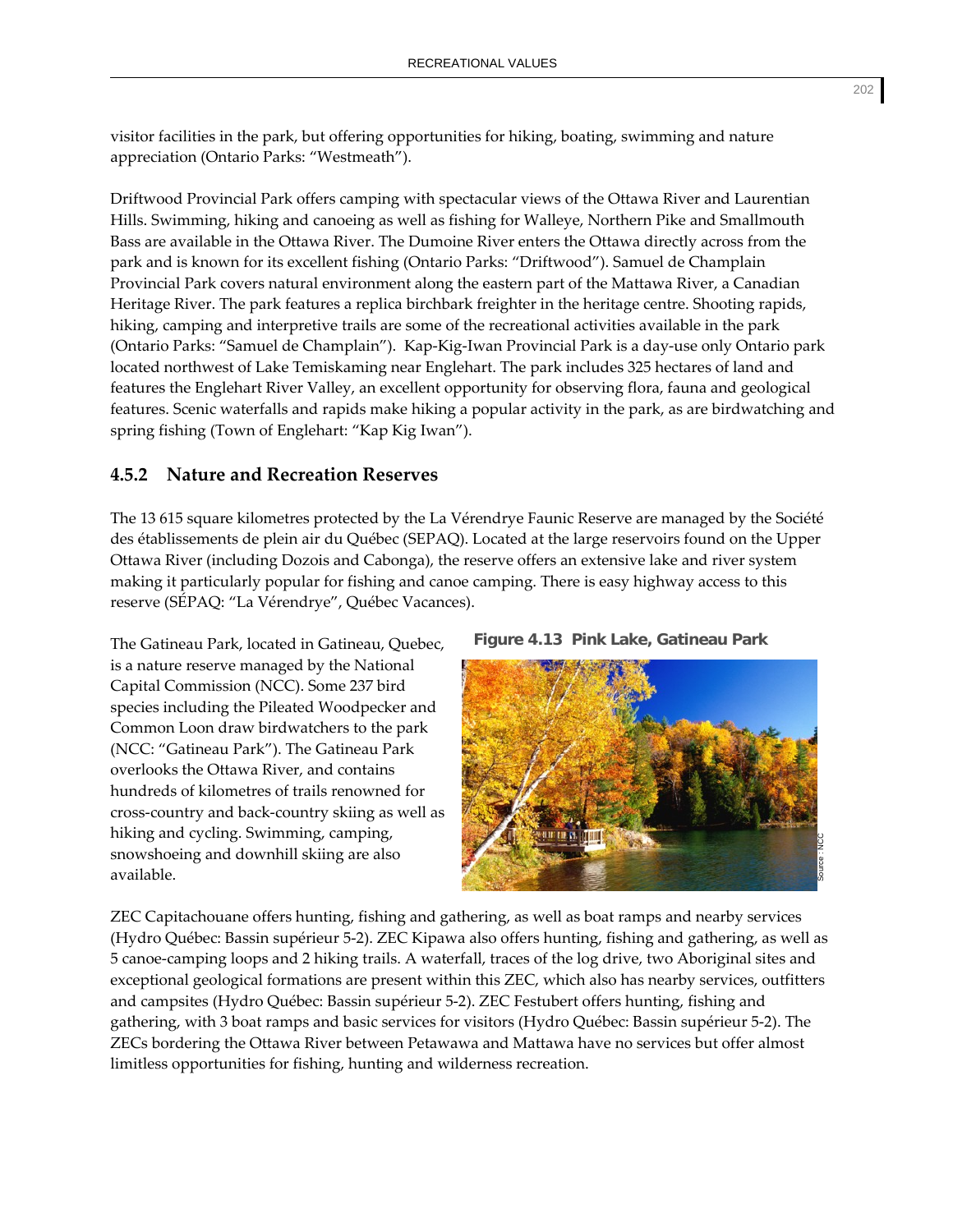visitor facilities in the park, but offering opportunities for hiking, boating, swimming and nature appreciation (Ontario Parks: "Westmeath").

Driftwood Provincial Park offers camping with spectacular views of the Ottawa River and Laurentian Hills. Swimming, hiking and canoeing as well as fishing for Walleye, Northern Pike and Smallmouth Bass are available in the Ottawa River. The Dumoine River enters the Ottawa directly across from the park and is known for its excellent fishing (Ontario Parks: "Driftwood"). Samuel de Champlain Provincial Park covers natural environment along the eastern part of the Mattawa River, a Canadian Heritage River. The park features a replica birchbark freighter in the heritage centre. Shooting rapids, hiking, camping and interpretive trails are some of the recreational activities available in the park (Ontario Parks: "Samuel de Champlain"). Kap-Kig-Iwan Provincial Park is a day-use only Ontario park located northwest of Lake Temiskaming near Englehart. The park includes 325 hectares of land and features the Englehart River Valley, an excellent opportunity for observing flora, fauna and geological features. Scenic waterfalls and rapids make hiking a popular activity in the park, as are birdwatching and spring fishing (Town of Englehart: "Kap Kig Iwan").

### 4.5.2 Nature and Recreation Reserves

The 13 615 square kilometres protected by the La Vérendrye Faunic Reserve are managed by the Société des établissements de plein air du Québec (SEPAQ). Located at the large reservoirs found on the Upper Ottawa River (including Dozois and Cabonga), the reserve offers an extensive lake and river system making it particularly popular for fishing and canoe camping. There is easy highway access to this reserve (SÉPAQ: "La Vérendrye", Québec Vacances).

The Gatineau Park, located in Gatineau, Quebec, is a nature reserve managed by the National Capital Commission (NCC). Some 237 bird species including the Pileated Woodpecker and Common Loon draw birdwatchers to the park (NCC: "Gatineau Park"). The Gatineau Park overlooks the Ottawa River, and contains hundreds of kilometres of trails renowned for cross-country and back-country skiing as well as hiking and cycling. Swimming, camping, snowshoeing and downhill skiing are also available.

**Figure 4.13 Pink Lake, Gatineau Park**

Source : NCC

ZEC Capitachouane offers hunting, fishing and gathering, as well as boat ramps and nearby services (Hydro Québec: Bassin supérieur 5-2). ZEC Kipawa also offers hunting, fishing and gathering, as well as 5 canoe-camping loops and 2 hiking trails. A waterfall, traces of the log drive, two Aboriginal sites and exceptional geological formations are present within this ZEC, which also has nearby services, outfitters and campsites (Hydro Québec: Bassin supérieur 5-2). ZEC Festubert offers hunting, fishing and gathering, with 3 boat ramps and basic services for visitors (Hydro Québec: Bassin supérieur 5-2). The ZECs bordering the Ottawa River between Petawawa and Mattawa have no services but offer almost limitless opportunities for fishing, hunting and wilderness recreation.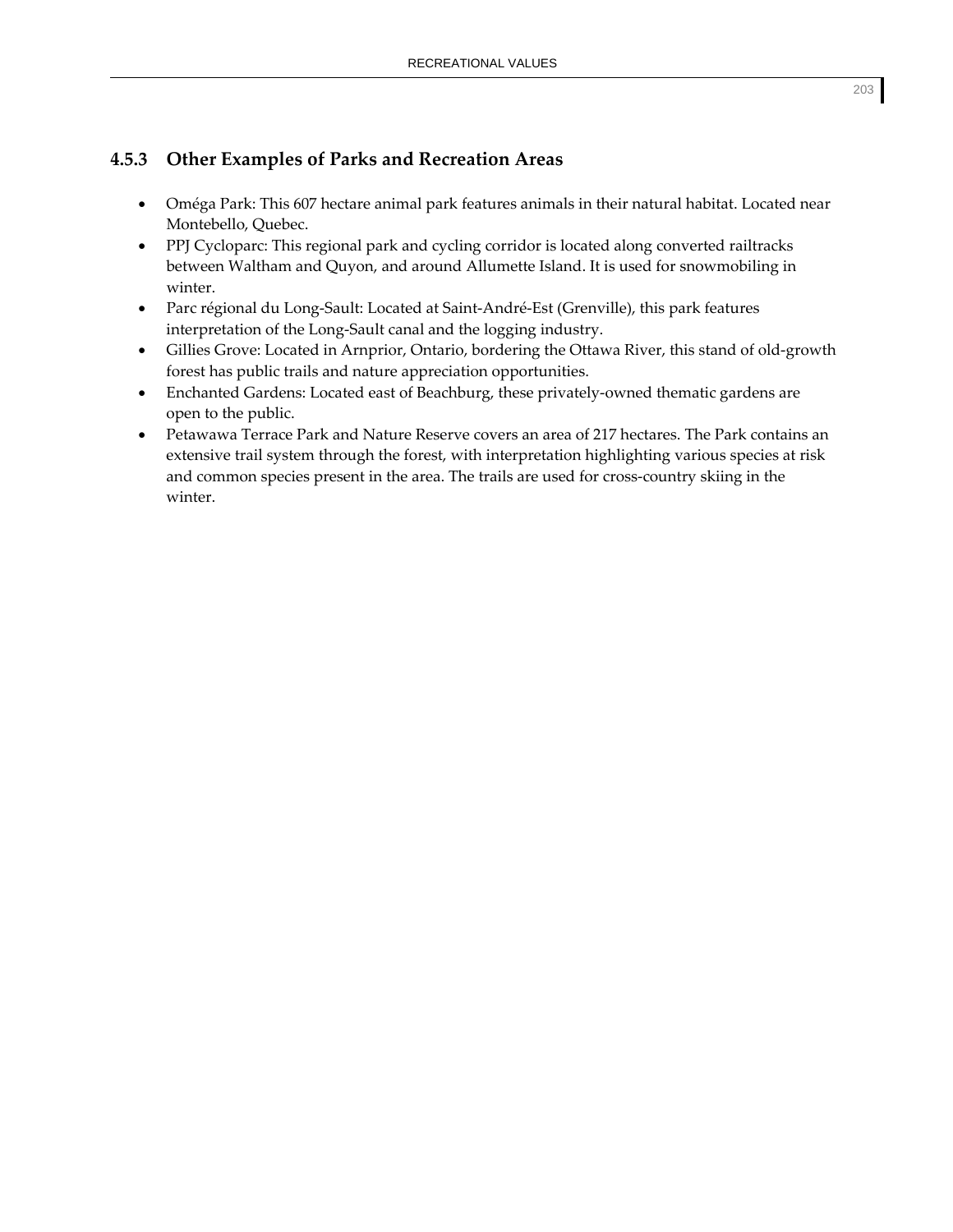### 4.5.3 Other Examples of Parks and Recreation Areas

- Oméga Park: This 607 hectare animal park features animals in their natural habitat. Located near Montebello, Quebec.
- PPJ Cycloparc: This regional park and cycling corridor is located along converted railtracks between Waltham and Quyon, and around Allumette Island. It is used for snowmobiling in winter.
- Parc régional du Long-Sault: Located at Saint-André-Est (Grenville), this park features interpretation of the Long-Sault canal and the logging industry.
- Gillies Grove: Located in Arnprior, Ontario, bordering the Ottawa River, this stand of old-growth forest has public trails and nature appreciation opportunities.
- Enchanted Gardens: Located east of Beachburg, these privately-owned thematic gardens are open to the public.
- Petawawa Terrace Park and Nature Reserve covers an area of 217 hectares. The Park contains an extensive trail system through the forest, with interpretation highlighting various species at risk and common species present in the area. The trails are used for cross-country skiing in the winter.